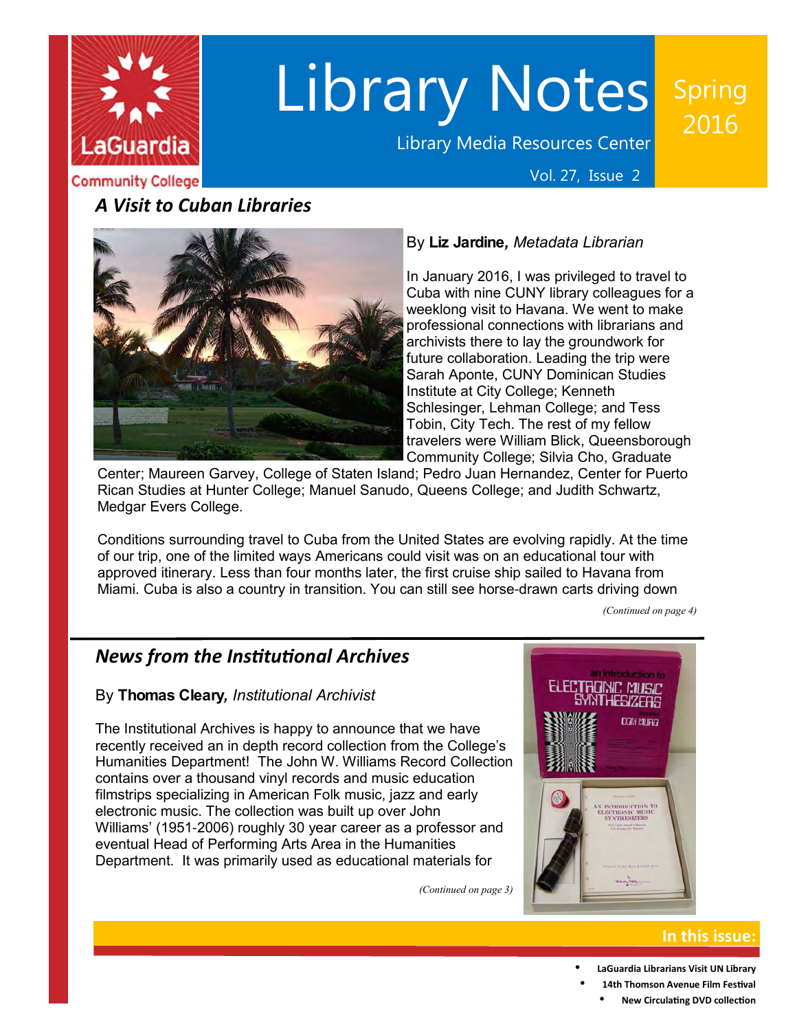# Library Notes

Library Media Resources Center

Spring 2016

Vol. 27, Issue 2

LaGuardia Community College

## *A Visit to Cuban Libraries*

By **Liz Jardine***, Metadata Librarian*

In January 2016, I was privileged to travel to Cuba with nine CUNY library colleagues for a weeklong visit to Havana. We went to make professional connections with librarians and archivists there to lay the groundwork for future collaboration. Leading the trip were Sarah Aponte, CUNY Dominican Studies Institute at City College; Kenneth Schlesinger, Lehman College; and Tess Tobin, City Tech. The rest of my fellow travelers were William Blick, Queensborough Community College; Silvia Cho, Graduate Center; Maureen Garvey, College of Staten Island; Pedro Juan Hernandez, Center for Puerto Rican Studies at Hunter College; Manuel Sanudo, Queens College; and Judith Schwartz, Medgar Evers College.

Conditions surrounding travel to Cuba from the United States are evolving rapidly. At the time of our trip, one of the limited ways Americans could visit was on an educational tour with approved itinerary. Less than four months later, the first cruise ship sailed to Havana from Miami. Cuba is also a country in transition. You can still see horse-drawn carts driving down

*(Continued on page 4)*

## *News from the Institutional Archives*

By **Thomas Cleary***, Institutional Archivist*

The Institutional Archives is happy to announce that we have recently received an in depth record collection from the College's Humanities Department! The John W. Williams Record Collection contains over a thousand vinyl records and music education filmstrips specializing in American Folk music, jazz and early electronic music. The collection was built up over John Williams' (1951-2006) roughly 30 year career as a professor and eventual Head of Performing Arts Area in the Humanities Department. It was primarily used as educational materials for

*(Continued on page 3)*

**In this issue:**

- **LaGuardia Librarians Visit UN Library**
- **14th Thomson Avenue Film Festival**
- **New Circulating DVD collection**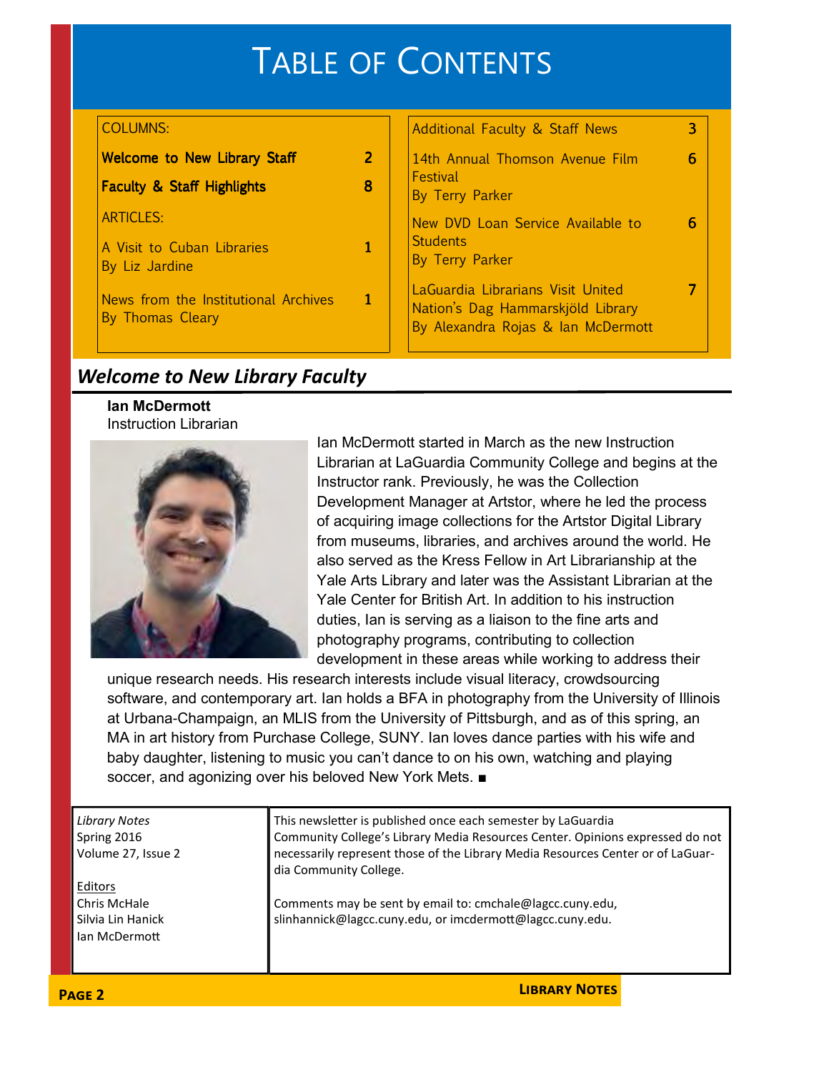# Table of Contents

| COLUMNS: | |
|---|---|
| **Welcome to New Library Staff** | **2** |
| **Faculty & Staff Highlights** | **8** |
| ARTICLES: | |
| A Visit to Cuban Libraries<br>By Liz Jardine | 1 |
| News from the Institutional Archives<br>By Thomas Cleary | 1 |
| Additional Faculty & Staff News | 3 |
| 14th Annual Thomson Avenue Film Festival<br>By Terry Parker | 6 |
| New DVD Loan Service Available to Students<br>By Terry Parker | 6 |
| LaGuardia Librarians Visit United Nation's Dag Hammarskjöld Library<br>By Alexandra Rojas & Ian McDermott | 7 |

## *Welcome to New Library Faculty*

**Ian McDermott**
Instruction Librarian

Ian McDermott started in March as the new Instruction Librarian at LaGuardia Community College and begins at the Instructor rank. Previously, he was the Collection Development Manager at Artstor, where he led the process of acquiring image collections for the Artstor Digital Library from museums, libraries, and archives around the world. He also served as the Kress Fellow in Art Librarianship at the Yale Arts Library and later was the Assistant Librarian at the Yale Center for British Art. In addition to his instruction duties, Ian is serving as a liaison to the fine arts and photography programs, contributing to collection development in these areas while working to address their unique research needs. His research interests include visual literacy, crowdsourcing software, and contemporary art. Ian holds a BFA in photography from the University of Illinois at Urbana-Champaign, an MLIS from the University of Pittsburgh, and as of this spring, an MA in art history from Purchase College, SUNY. Ian loves dance parties with his wife and baby daughter, listening to music you can't dance to on his own, watching and playing soccer, and agonizing over his beloved New York Mets. ■

---

*Library Notes*
Spring 2016
Volume 27, Issue 2

Editors
Chris McHale
Silvia Lin Hanick
Ian McDermott

This newsletter is published once each semester by LaGuardia Community College's Library Media Resources Center. Opinions expressed do not necessarily represent those of the Library Media Resources Center or of LaGuardia Community College.

Comments may be sent by email to: cmchale@lagcc.cuny.edu, slinhannick@lagcc.cuny.edu, or imcdermott@lagcc.cuny.edu.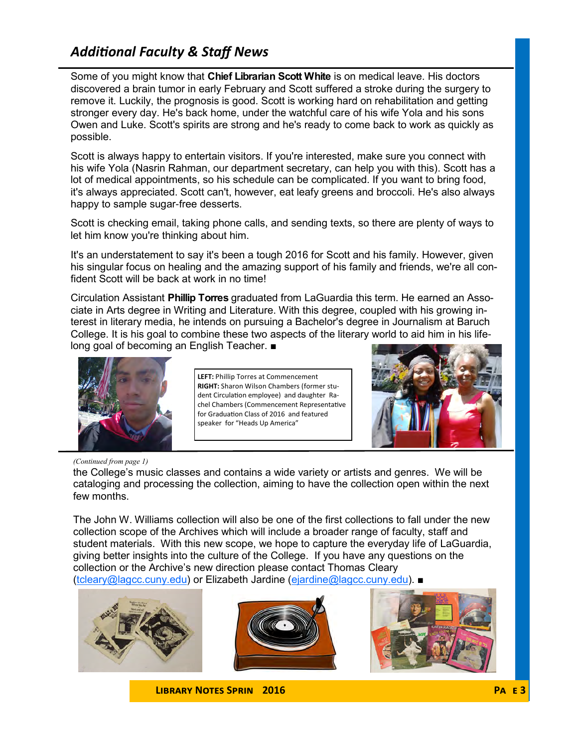## *Additional Faculty & Staff News*

Some of you might know that **Chief Librarian Scott White** is on medical leave. His doctors discovered a brain tumor in early February and Scott suffered a stroke during the surgery to remove it. Luckily, the prognosis is good. Scott is working hard on rehabilitation and getting stronger every day. He's back home, under the watchful care of his wife Yola and his sons Owen and Luke. Scott's spirits are strong and he's ready to come back to work as quickly as possible.

Scott is always happy to entertain visitors. If you're interested, make sure you connect with his wife Yola (Nasrin Rahman, our department secretary, can help you with this). Scott has a lot of medical appointments, so his schedule can be complicated. If you want to bring food, it's always appreciated. Scott can't, however, eat leafy greens and broccoli. He's also always happy to sample sugar-free desserts.

Scott is checking email, taking phone calls, and sending texts, so there are plenty of ways to let him know you're thinking about him.

It's an understatement to say it's been a tough 2016 for Scott and his family. However, given his singular focus on healing and the amazing support of his family and friends, we're all confident Scott will be back at work in no time!

Circulation Assistant **Phillip Torres** graduated from LaGuardia this term. He earned an Associate in Arts degree in Writing and Literature. With this degree, coupled with his growing interest in literary media, he intends on pursuing a Bachelor's degree in Journalism at Baruch College. It is his goal to combine these two aspects of the literary world to aid him in his lifelong goal of becoming an English Teacher. ■

**LEFT:** Phillip Torres at Commencement
**RIGHT:** Sharon Wilson Chambers (former student Circulation employee) and daughter Rachel Chambers (Commencement Representative for Graduation Class of 2016 and featured speaker for "Heads Up America"

*(Continued from page 1)*

the College's music classes and contains a wide variety or artists and genres. We will be cataloging and processing the collection, aiming to have the collection open within the next few months.

The John W. Williams collection will also be one of the first collections to fall under the new collection scope of the Archives which will include a broader range of faculty, staff and student materials. With this new scope, we hope to capture the everyday life of LaGuardia, giving better insights into the culture of the College. If you have any questions on the collection or the Archive's new direction please contact Thomas Cleary (tcleary@lagcc.cuny.edu) or Elizabeth Jardine (ejardine@lagcc.cuny.edu). ■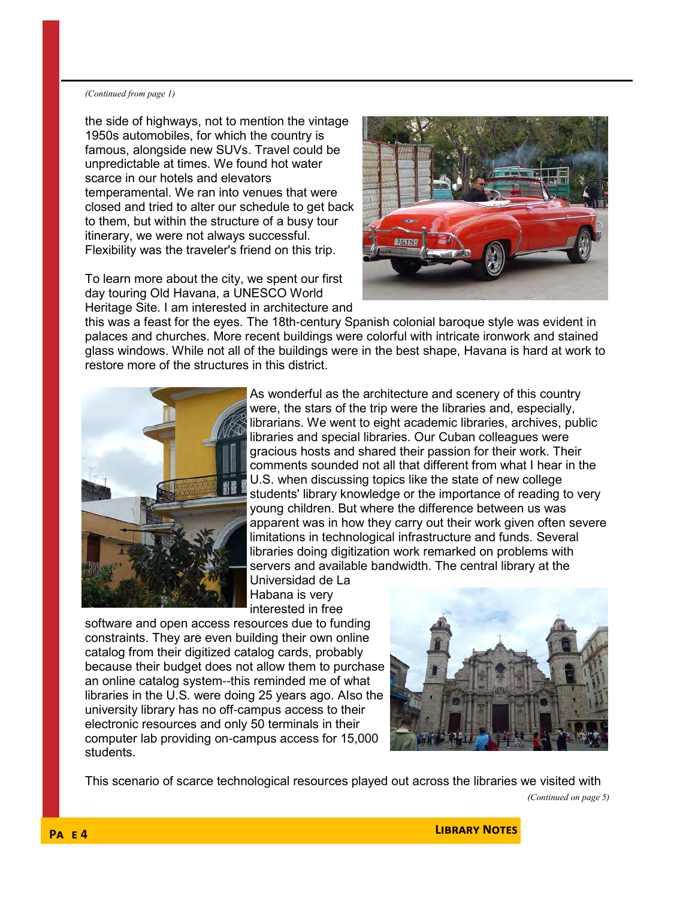*(Continued from page 1)*

the side of highways, not to mention the vintage 1950s automobiles, for which the country is famous, alongside new SUVs. Travel could be unpredictable at times. We found hot water scarce in our hotels and elevators temperamental. We ran into venues that were closed and tried to alter our schedule to get back to them, but within the structure of a busy tour itinerary, we were not always successful. Flexibility was the traveler's friend on this trip.

To learn more about the city, we spent our first day touring Old Havana, a UNESCO World Heritage Site. I am interested in architecture and this was a feast for the eyes. The 18th-century Spanish colonial baroque style was evident in palaces and churches. More recent buildings were colorful with intricate ironwork and stained glass windows. While not all of the buildings were in the best shape, Havana is hard at work to restore more of the structures in this district.

As wonderful as the architecture and scenery of this country were, the stars of the trip were the libraries and, especially, librarians. We went to eight academic libraries, archives, public libraries and special libraries. Our Cuban colleagues were gracious hosts and shared their passion for their work. Their comments sounded not all that different from what I hear in the U.S. when discussing topics like the state of new college students' library knowledge or the importance of reading to very young children. But where the difference between us was apparent was in how they carry out their work given often severe limitations in technological infrastructure and funds. Several libraries doing digitization work remarked on problems with servers and available bandwidth. The central library at the Universidad de La Habana is very interested in free software and open access resources due to funding constraints. They are even building their own online catalog from their digitized catalog cards, probably because their budget does not allow them to purchase an online catalog system--this reminded me of what libraries in the U.S. were doing 25 years ago. Also the university library has no off-campus access to their electronic resources and only 50 terminals in their computer lab providing on-campus access for 15,000 students.

This scenario of scarce technological resources played out across the libraries we visited with

*(Continued on page 5)*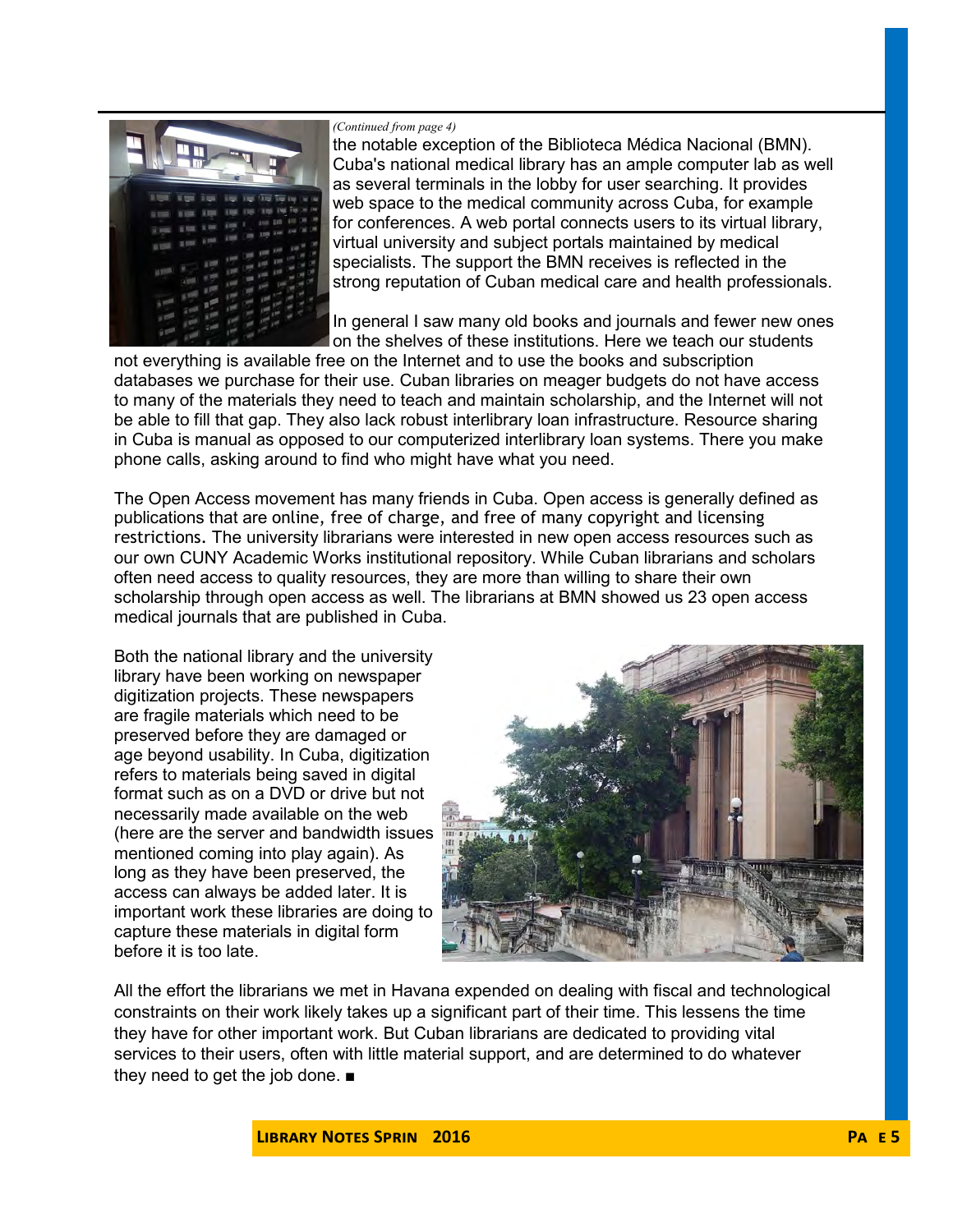*(Continued from page 4)*

the notable exception of the Biblioteca Médica Nacional (BMN). Cuba's national medical library has an ample computer lab as well as several terminals in the lobby for user searching. It provides web space to the medical community across Cuba, for example for conferences. A web portal connects users to its virtual library, virtual university and subject portals maintained by medical specialists. The support the BMN receives is reflected in the strong reputation of Cuban medical care and health professionals.

In general I saw many old books and journals and fewer new ones on the shelves of these institutions. Here we teach our students not everything is available free on the Internet and to use the books and subscription databases we purchase for their use. Cuban libraries on meager budgets do not have access to many of the materials they need to teach and maintain scholarship, and the Internet will not be able to fill that gap. They also lack robust interlibrary loan infrastructure. Resource sharing in Cuba is manual as opposed to our computerized interlibrary loan systems. There you make phone calls, asking around to find who might have what you need.

The Open Access movement has many friends in Cuba. Open access is generally defined as publications that are online, free of charge, and free of many copyright and licensing restrictions. The university librarians were interested in new open access resources such as our own CUNY Academic Works institutional repository. While Cuban librarians and scholars often need access to quality resources, they are more than willing to share their own scholarship through open access as well. The librarians at BMN showed us 23 open access medical journals that are published in Cuba.

Both the national library and the university library have been working on newspaper digitization projects. These newspapers are fragile materials which need to be preserved before they are damaged or age beyond usability. In Cuba, digitization refers to materials being saved in digital format such as on a DVD or drive but not necessarily made available on the web (here are the server and bandwidth issues mentioned coming into play again). As long as they have been preserved, the access can always be added later. It is important work these libraries are doing to capture these materials in digital form before it is too late.

All the effort the librarians we met in Havana expended on dealing with fiscal and technological constraints on their work likely takes up a significant part of their time. This lessens the time they have for other important work. But Cuban librarians are dedicated to providing vital services to their users, often with little material support, and are determined to do whatever they need to get the job done. ■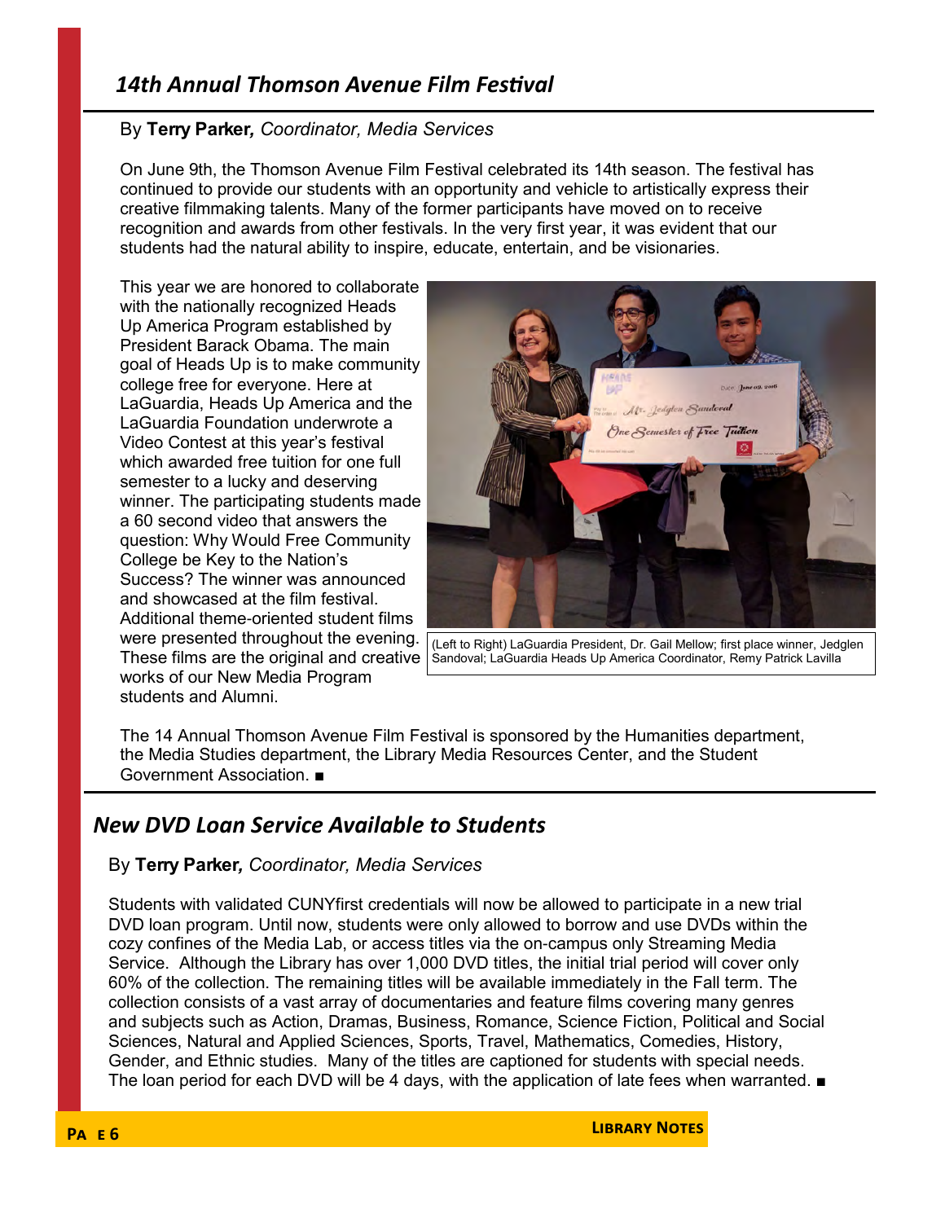## 14th Annual Thomson Avenue Film Festival

By **Terry Parker***, Coordinator, Media Services*

On June 9th, the Thomson Avenue Film Festival celebrated its 14th season. The festival has continued to provide our students with an opportunity and vehicle to artistically express their creative filmmaking talents. Many of the former participants have moved on to receive recognition and awards from other festivals. In the very first year, it was evident that our students had the natural ability to inspire, educate, entertain, and be visionaries.

This year we are honored to collaborate with the nationally recognized Heads Up America Program established by President Barack Obama. The main goal of Heads Up is to make community college free for everyone. Here at LaGuardia, Heads Up America and the LaGuardia Foundation underwrote a Video Contest at this year's festival which awarded free tuition for one full semester to a lucky and deserving winner. The participating students made a 60 second video that answers the question: Why Would Free Community College be Key to the Nation's Success? The winner was announced and showcased at the film festival. Additional theme-oriented student films were presented throughout the evening. These films are the original and creative works of our New Media Program students and Alumni.

(Left to Right) LaGuardia President, Dr. Gail Mellow; first place winner, Jedglen Sandoval; LaGuardia Heads Up America Coordinator, Remy Patrick Lavilla

The 14 Annual Thomson Avenue Film Festival is sponsored by the Humanities department, the Media Studies department, the Library Media Resources Center, and the Student Government Association. ■

## New DVD Loan Service Available to Students

By **Terry Parker***, Coordinator, Media Services*

Students with validated CUNYfirst credentials will now be allowed to participate in a new trial DVD loan program. Until now, students were only allowed to borrow and use DVDs within the cozy confines of the Media Lab, or access titles via the on-campus only Streaming Media Service. Although the Library has over 1,000 DVD titles, the initial trial period will cover only 60% of the collection. The remaining titles will be available immediately in the Fall term. The collection consists of a vast array of documentaries and feature films covering many genres and subjects such as Action, Dramas, Business, Romance, Science Fiction, Political and Social Sciences, Natural and Applied Sciences, Sports, Travel, Mathematics, Comedies, History, Gender, and Ethnic studies. Many of the titles are captioned for students with special needs. The loan period for each DVD will be 4 days, with the application of late fees when warranted. ■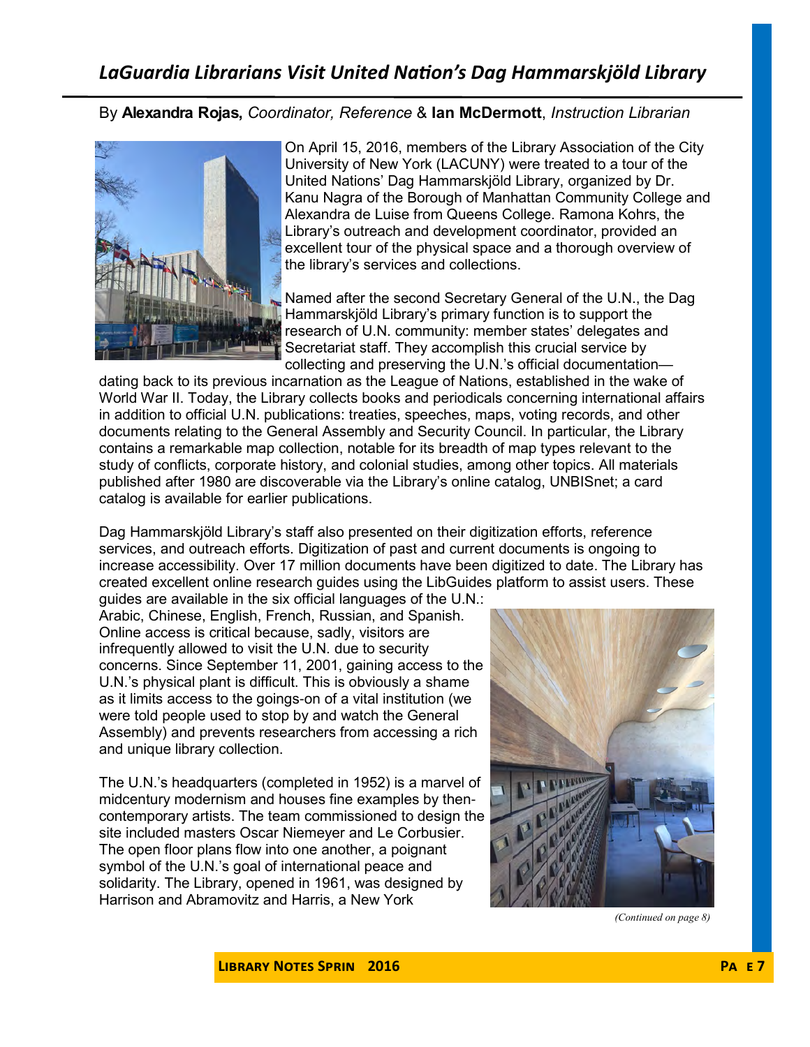# *LaGuardia Librarians Visit United Nation's Dag Hammarskjöld Library*

By **Alexandra Rojas,** *Coordinator, Reference* & **Ian McDermott**, *Instruction Librarian*

On April 15, 2016, members of the Library Association of the City University of New York (LACUNY) were treated to a tour of the United Nations' Dag Hammarskjöld Library, organized by Dr. Kanu Nagra of the Borough of Manhattan Community College and Alexandra de Luise from Queens College. Ramona Kohrs, the Library's outreach and development coordinator, provided an excellent tour of the physical space and a thorough overview of the library's services and collections.

Named after the second Secretary General of the U.N., the Dag Hammarskjöld Library's primary function is to support the research of U.N. community: member states' delegates and Secretariat staff. They accomplish this crucial service by collecting and preserving the U.N.'s official documentation—dating back to its previous incarnation as the League of Nations, established in the wake of World War II. Today, the Library collects books and periodicals concerning international affairs in addition to official U.N. publications: treaties, speeches, maps, voting records, and other documents relating to the General Assembly and Security Council. In particular, the Library contains a remarkable map collection, notable for its breadth of map types relevant to the study of conflicts, corporate history, and colonial studies, among other topics. All materials published after 1980 are discoverable via the Library's online catalog, UNBISnet; a card catalog is available for earlier publications.

Dag Hammarskjöld Library's staff also presented on their digitization efforts, reference services, and outreach efforts. Digitization of past and current documents is ongoing to increase accessibility. Over 17 million documents have been digitized to date. The Library has created excellent online research guides using the LibGuides platform to assist users. These guides are available in the six official languages of the U.N.: Arabic, Chinese, English, French, Russian, and Spanish. Online access is critical because, sadly, visitors are infrequently allowed to visit the U.N. due to security concerns. Since September 11, 2001, gaining access to the U.N.'s physical plant is difficult. This is obviously a shame as it limits access to the goings-on of a vital institution (we were told people used to stop by and watch the General Assembly) and prevents researchers from accessing a rich and unique library collection.

The U.N.'s headquarters (completed in 1952) is a marvel of midcentury modernism and houses fine examples by then-contemporary artists. The team commissioned to design the site included masters Oscar Niemeyer and Le Corbusier. The open floor plans flow into one another, a poignant symbol of the U.N.'s goal of international peace and solidarity. The Library, opened in 1961, was designed by Harrison and Abramovitz and Harris, a New York

*(Continued on page 8)*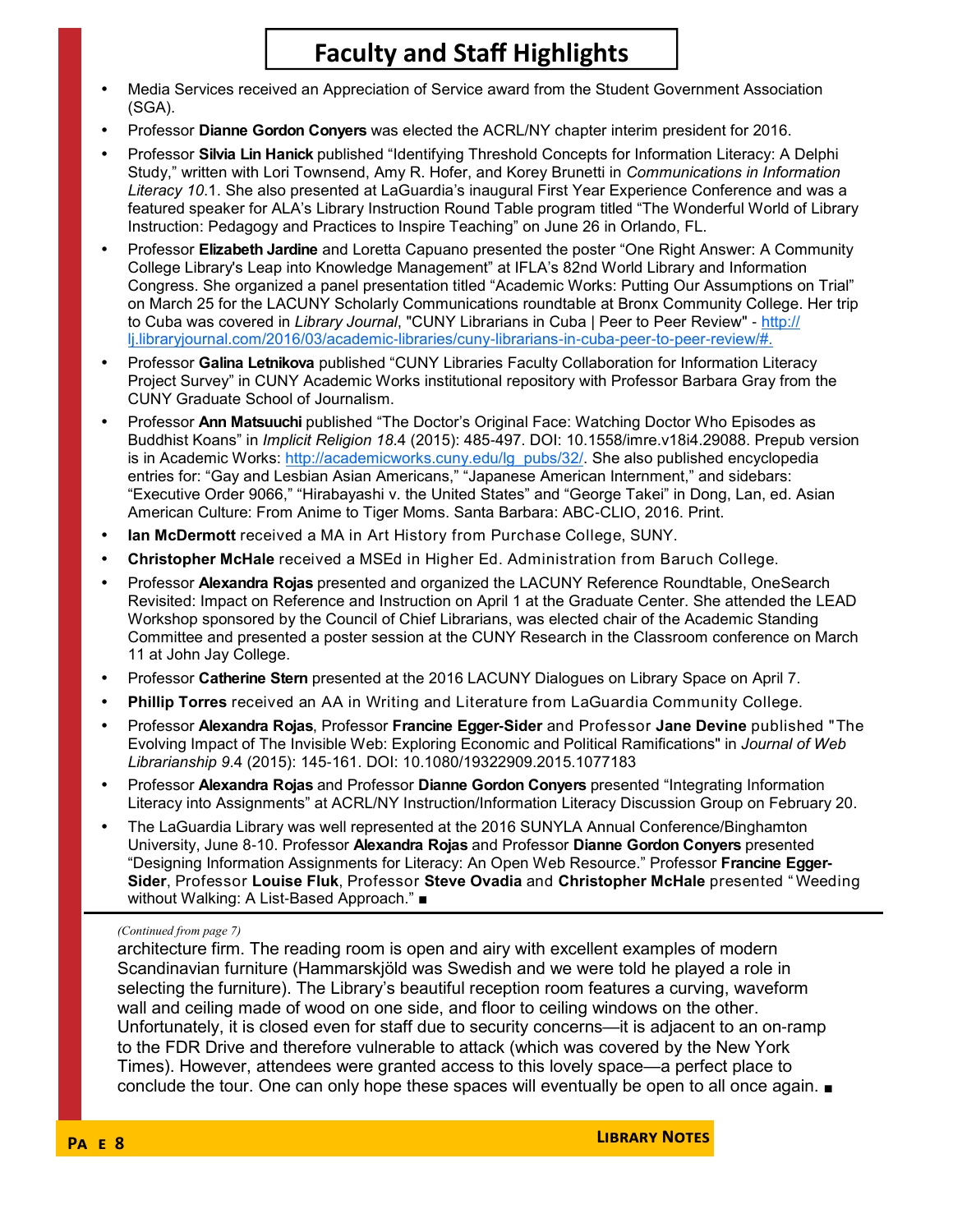## Faculty and Staff Highlights

- Media Services received an Appreciation of Service award from the Student Government Association (SGA).
- Professor **Dianne Gordon Conyers** was elected the ACRL/NY chapter interim president for 2016.
- Professor **Silvia Lin Hanick** published "Identifying Threshold Concepts for Information Literacy: A Delphi Study," written with Lori Townsend, Amy R. Hofer, and Korey Brunetti in *Communications in Information Literacy 10*.1. She also presented at LaGuardia's inaugural First Year Experience Conference and was a featured speaker for ALA's Library Instruction Round Table program titled "The Wonderful World of Library Instruction: Pedagogy and Practices to Inspire Teaching" on June 26 in Orlando, FL.
- Professor **Elizabeth Jardine** and Loretta Capuano presented the poster "One Right Answer: A Community College Library's Leap into Knowledge Management" at IFLA's 82nd World Library and Information Congress. She organized a panel presentation titled "Academic Works: Putting Our Assumptions on Trial" on March 25 for the LACUNY Scholarly Communications roundtable at Bronx Community College. Her trip to Cuba was covered in *Library Journal*, "CUNY Librarians in Cuba | Peer to Peer Review" - http://lj.libraryjournal.com/2016/03/academic-libraries/cuny-librarians-in-cuba-peer-to-peer-review/#.
- Professor **Galina Letnikova** published "CUNY Libraries Faculty Collaboration for Information Literacy Project Survey" in CUNY Academic Works institutional repository with Professor Barbara Gray from the CUNY Graduate School of Journalism.
- Professor **Ann Matsuuchi** published "The Doctor's Original Face: Watching Doctor Who Episodes as Buddhist Koans" in *Implicit Religion 18*.4 (2015): 485-497. DOI: 10.1558/imre.v18i4.29088. Prepub version is in Academic Works: http://academicworks.cuny.edu/lg_pubs/32/. She also published encyclopedia entries for: "Gay and Lesbian Asian Americans," "Japanese American Internment," and sidebars: "Executive Order 9066," "Hirabayashi v. the United States" and "George Takei" in Dong, Lan, ed. Asian American Culture: From Anime to Tiger Moms. Santa Barbara: ABC-CLIO, 2016. Print.
- **Ian McDermott** received a MA in Art History from Purchase College, SUNY.
- **Christopher McHale** received a MSEd in Higher Ed. Administration from Baruch College.
- Professor **Alexandra Rojas** presented and organized the LACUNY Reference Roundtable, OneSearch Revisited: Impact on Reference and Instruction on April 1 at the Graduate Center. She attended the LEAD Workshop sponsored by the Council of Chief Librarians, was elected chair of the Academic Standing Committee and presented a poster session at the CUNY Research in the Classroom conference on March 11 at John Jay College.
- Professor **Catherine Stern** presented at the 2016 LACUNY Dialogues on Library Space on April 7.
- **Phillip Torres** received an AA in Writing and Literature from LaGuardia Community College.
- Professor **Alexandra Rojas**, Professor **Francine Egger-Sider** and Professor **Jane Devine** published "The Evolving Impact of The Invisible Web: Exploring Economic and Political Ramifications" in *Journal of Web Librarianship 9*.4 (2015): 145-161. DOI: 10.1080/19322909.2015.1077183
- Professor **Alexandra Rojas** and Professor **Dianne Gordon Conyers** presented "Integrating Information Literacy into Assignments" at ACRL/NY Instruction/Information Literacy Discussion Group on February 20.
- The LaGuardia Library was well represented at the 2016 SUNYLA Annual Conference/Binghamton University, June 8-10. Professor **Alexandra Rojas** and Professor **Dianne Gordon Conyers** presented "Designing Information Assignments for Literacy: An Open Web Resource." Professor **Francine Egger-Sider**, Professor **Louise Fluk**, Professor **Steve Ovadia** and **Christopher McHale** presented "Weeding without Walking: A List-Based Approach." ■

*(Continued from page 7)*

architecture firm. The reading room is open and airy with excellent examples of modern Scandinavian furniture (Hammarskjöld was Swedish and we were told he played a role in selecting the furniture). The Library's beautiful reception room features a curving, waveform wall and ceiling made of wood on one side, and floor to ceiling windows on the other. Unfortunately, it is closed even for staff due to security concerns—it is adjacent to an on-ramp to the FDR Drive and therefore vulnerable to attack (which was covered by the New York Times). However, attendees were granted access to this lovely space—a perfect place to conclude the tour. One can only hope these spaces will eventually be open to all once again. ■